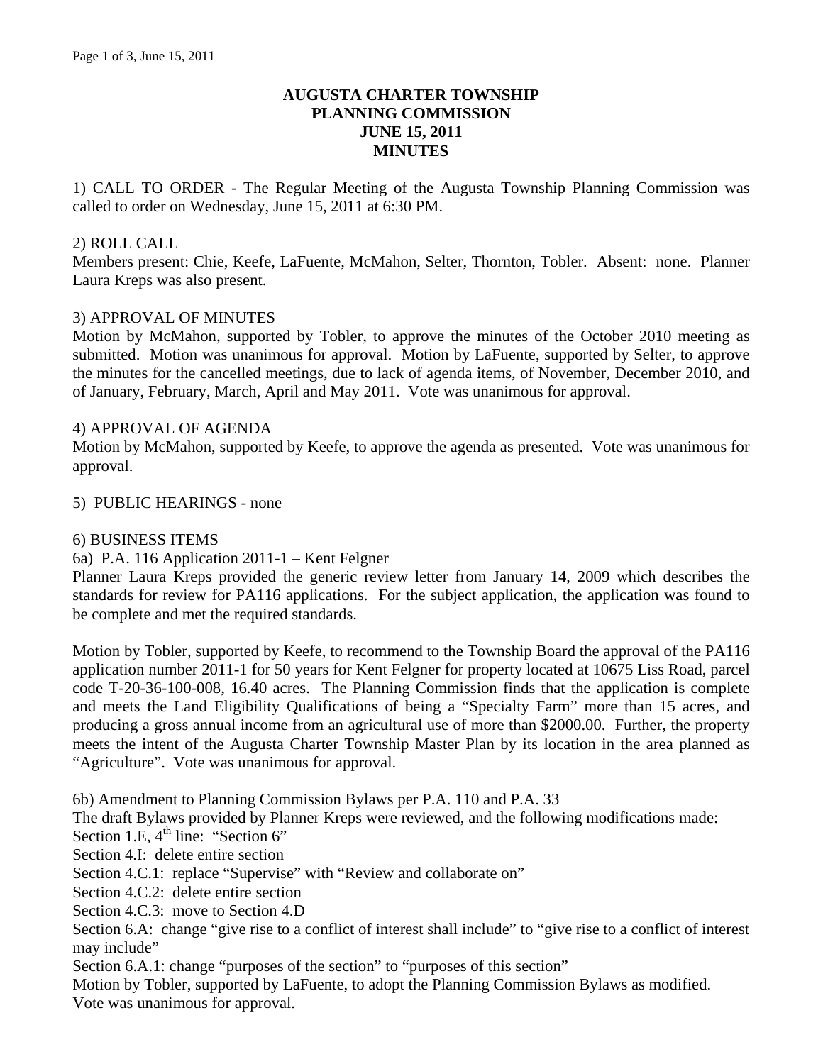# AUGUSTA CHARTER TOWNSHIP
# PLANNING COMMISSION
# JUNE 15, 2011
# MINUTES

1) CALL TO ORDER - The Regular Meeting of the Augusta Township Planning Commission was called to order on Wednesday, June 15, 2011 at 6:30 PM.

2) ROLL CALL
Members present: Chie, Keefe, LaFuente, McMahon, Selter, Thornton, Tobler. Absent: none. Planner Laura Kreps was also present.

3) APPROVAL OF MINUTES
Motion by McMahon, supported by Tobler, to approve the minutes of the October 2010 meeting as submitted. Motion was unanimous for approval. Motion by LaFuente, supported by Selter, to approve the minutes for the cancelled meetings, due to lack of agenda items, of November, December 2010, and of January, February, March, April and May 2011. Vote was unanimous for approval.

4) APPROVAL OF AGENDA
Motion by McMahon, supported by Keefe, to approve the agenda as presented. Vote was unanimous for approval.

5) PUBLIC HEARINGS - none

6) BUSINESS ITEMS
6a) P.A. 116 Application 2011-1 – Kent Felgner
Planner Laura Kreps provided the generic review letter from January 14, 2009 which describes the standards for review for PA116 applications. For the subject application, the application was found to be complete and met the required standards.

Motion by Tobler, supported by Keefe, to recommend to the Township Board the approval of the PA116 application number 2011-1 for 50 years for Kent Felgner for property located at 10675 Liss Road, parcel code T-20-36-100-008, 16.40 acres. The Planning Commission finds that the application is complete and meets the Land Eligibility Qualifications of being a "Specialty Farm" more than 15 acres, and producing a gross annual income from an agricultural use of more than $2000.00. Further, the property meets the intent of the Augusta Charter Township Master Plan by its location in the area planned as "Agriculture". Vote was unanimous for approval.

6b) Amendment to Planning Commission Bylaws per P.A. 110 and P.A. 33
The draft Bylaws provided by Planner Kreps were reviewed, and the following modifications made:
Section 1.E, 4th line: "Section 6"
Section 4.I: delete entire section
Section 4.C.1: replace "Supervise" with "Review and collaborate on"
Section 4.C.2: delete entire section
Section 4.C.3: move to Section 4.D
Section 6.A: change "give rise to a conflict of interest shall include" to "give rise to a conflict of interest may include"
Section 6.A.1: change "purposes of the section" to "purposes of this section"
Motion by Tobler, supported by LaFuente, to adopt the Planning Commission Bylaws as modified.
Vote was unanimous for approval.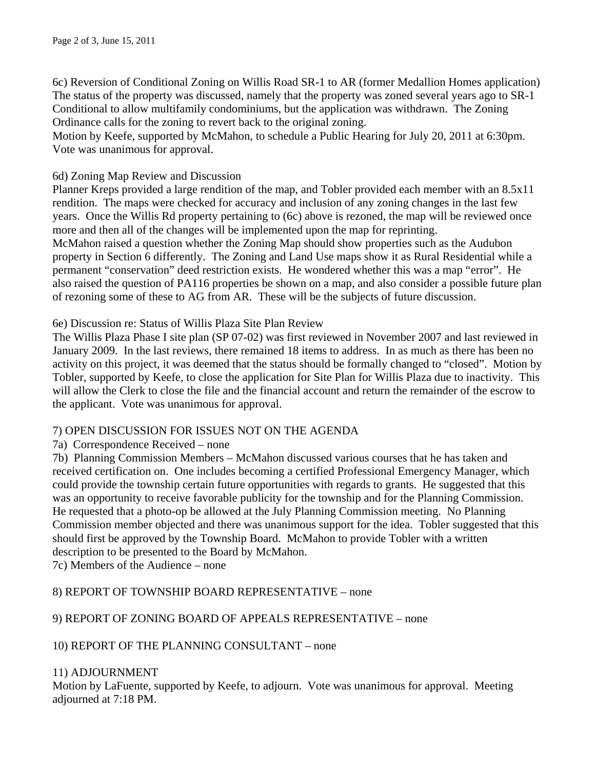6c) Reversion of Conditional Zoning on Willis Road SR-1 to AR (former Medallion Homes application)
The status of the property was discussed, namely that the property was zoned several years ago to SR-1 Conditional to allow multifamily condominiums, but the application was withdrawn. The Zoning Ordinance calls for the zoning to revert back to the original zoning.
Motion by Keefe, supported by McMahon, to schedule a Public Hearing for July 20, 2011 at 6:30pm. Vote was unanimous for approval.

6d) Zoning Map Review and Discussion
Planner Kreps provided a large rendition of the map, and Tobler provided each member with an 8.5x11 rendition. The maps were checked for accuracy and inclusion of any zoning changes in the last few years. Once the Willis Rd property pertaining to (6c) above is rezoned, the map will be reviewed once more and then all of the changes will be implemented upon the map for reprinting.
McMahon raised a question whether the Zoning Map should show properties such as the Audubon property in Section 6 differently. The Zoning and Land Use maps show it as Rural Residential while a permanent "conservation" deed restriction exists. He wondered whether this was a map "error". He also raised the question of PA116 properties be shown on a map, and also consider a possible future plan of rezoning some of these to AG from AR. These will be the subjects of future discussion.

6e) Discussion re: Status of Willis Plaza Site Plan Review
The Willis Plaza Phase I site plan (SP 07-02) was first reviewed in November 2007 and last reviewed in January 2009. In the last reviews, there remained 18 items to address. In as much as there has been no activity on this project, it was deemed that the status should be formally changed to "closed". Motion by Tobler, supported by Keefe, to close the application for Site Plan for Willis Plaza due to inactivity. This will allow the Clerk to close the file and the financial account and return the remainder of the escrow to the applicant. Vote was unanimous for approval.

7) OPEN DISCUSSION FOR ISSUES NOT ON THE AGENDA
7a) Correspondence Received – none
7b) Planning Commission Members – McMahon discussed various courses that he has taken and received certification on. One includes becoming a certified Professional Emergency Manager, which could provide the township certain future opportunities with regards to grants. He suggested that this was an opportunity to receive favorable publicity for the township and for the Planning Commission. He requested that a photo-op be allowed at the July Planning Commission meeting. No Planning Commission member objected and there was unanimous support for the idea. Tobler suggested that this should first be approved by the Township Board. McMahon to provide Tobler with a written description to be presented to the Board by McMahon.
7c) Members of the Audience – none

8) REPORT OF TOWNSHIP BOARD REPRESENTATIVE – none

9) REPORT OF ZONING BOARD OF APPEALS REPRESENTATIVE – none

10) REPORT OF THE PLANNING CONSULTANT – none

11) ADJOURNMENT
Motion by LaFuente, supported by Keefe, to adjourn. Vote was unanimous for approval. Meeting adjourned at 7:18 PM.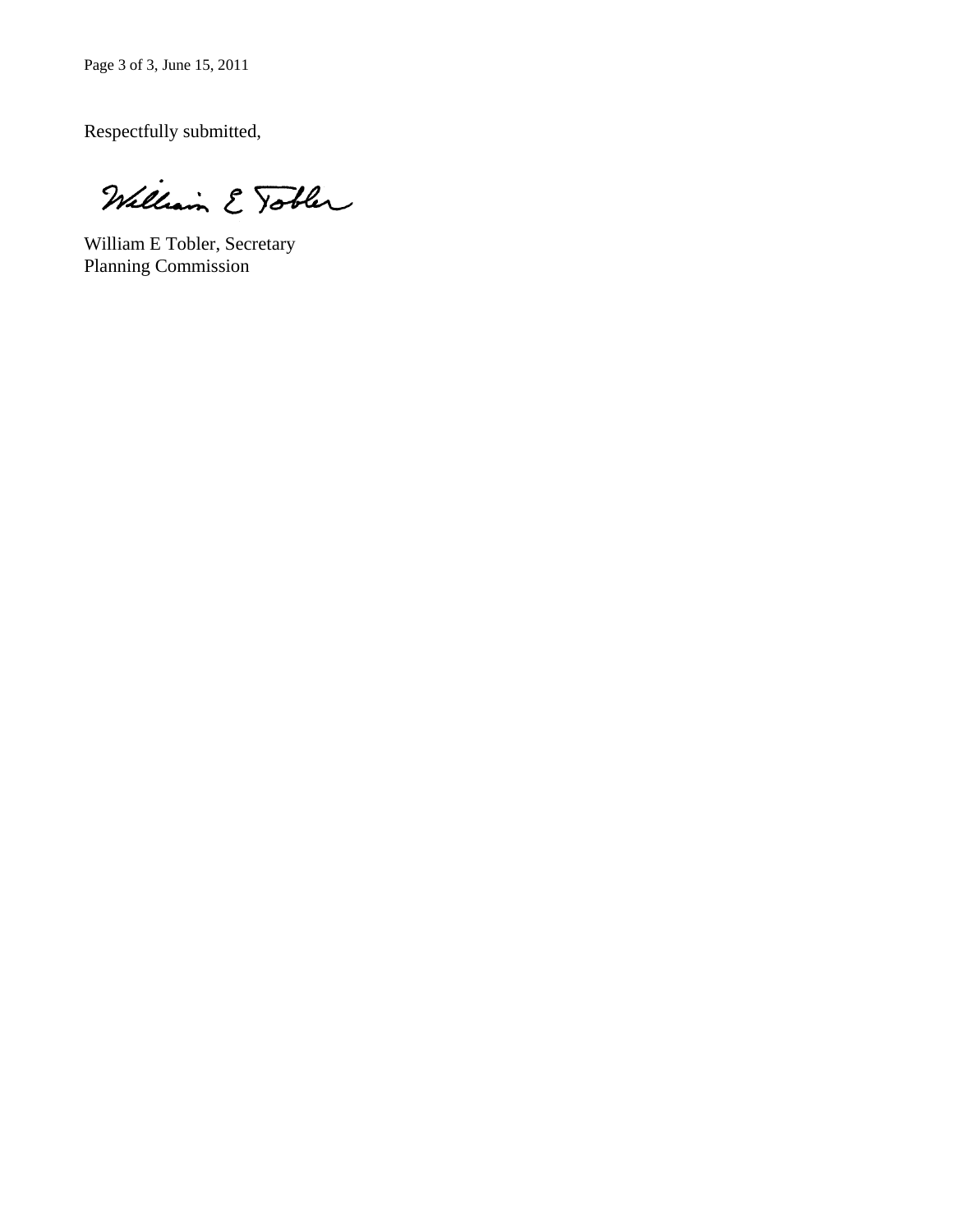Respectfully submitted,

William E Tobler

William E Tobler, Secretary
Planning Commission